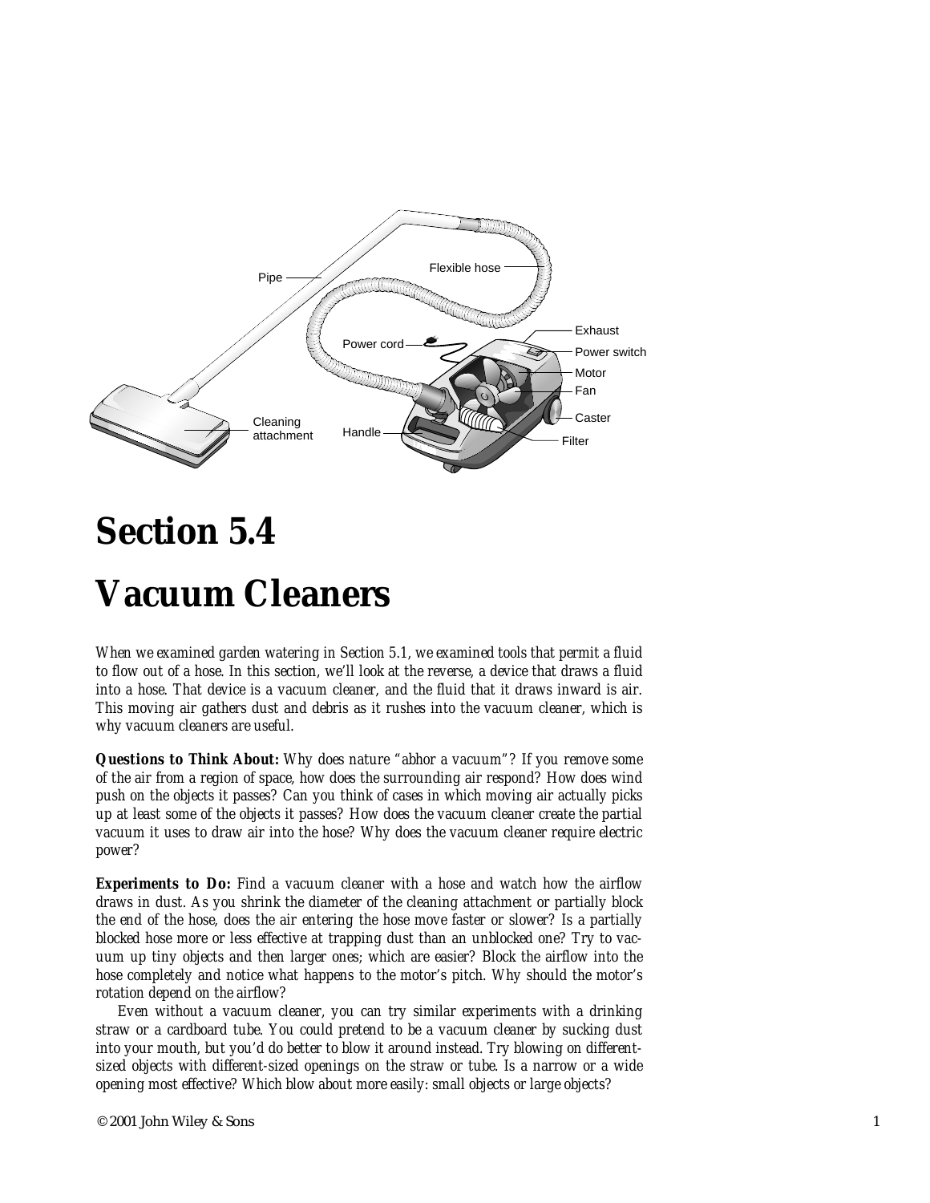Pipe

Flexible hose

Power cord

Exhaust

Power switch

Motor

Fan

Caster

Cleaning attachment

Handle

Filter

# Section 5.4

# Vacuum Cleaners

*When we examined garden watering in Section 5.1, we examined tools that permit a fluid to flow out of a hose. In this section, we'll look at the reverse, a device that draws a fluid into a hose. That device is a vacuum cleaner, and the fluid that it draws inward is air. This moving air gathers dust and debris as it rushes into the vacuum cleaner, which is why vacuum cleaners are useful.*

**Questions to Think About:** Why does nature "abhor a vacuum"? If you remove some of the air from a region of space, how does the surrounding air respond? How does wind push on the objects it passes? Can you think of cases in which moving air actually picks up at least some of the objects it passes? How does the vacuum cleaner create the partial vacuum it uses to draw air into the hose? Why does the vacuum cleaner require electric power?

**Experiments to Do:** Find a vacuum cleaner with a hose and watch how the airflow draws in dust. As you shrink the diameter of the cleaning attachment or partially block the end of the hose, does the air entering the hose move faster or slower? Is a partially blocked hose more or less effective at trapping dust than an unblocked one? Try to vacuum up tiny objects and then larger ones; which are easier? Block the airflow into the hose completely and notice what happens to the motor's pitch. Why should the motor's rotation depend on the airflow?

Even without a vacuum cleaner, you can try similar experiments with a drinking straw or a cardboard tube. You could pretend to be a vacuum cleaner by sucking dust into your mouth, but you'd do better to blow it around instead. Try blowing on different-sized objects with different-sized openings on the straw or tube. Is a narrow or a wide opening most effective? Which blow about more easily: small objects or large objects?

© 2001 John Wiley & Sons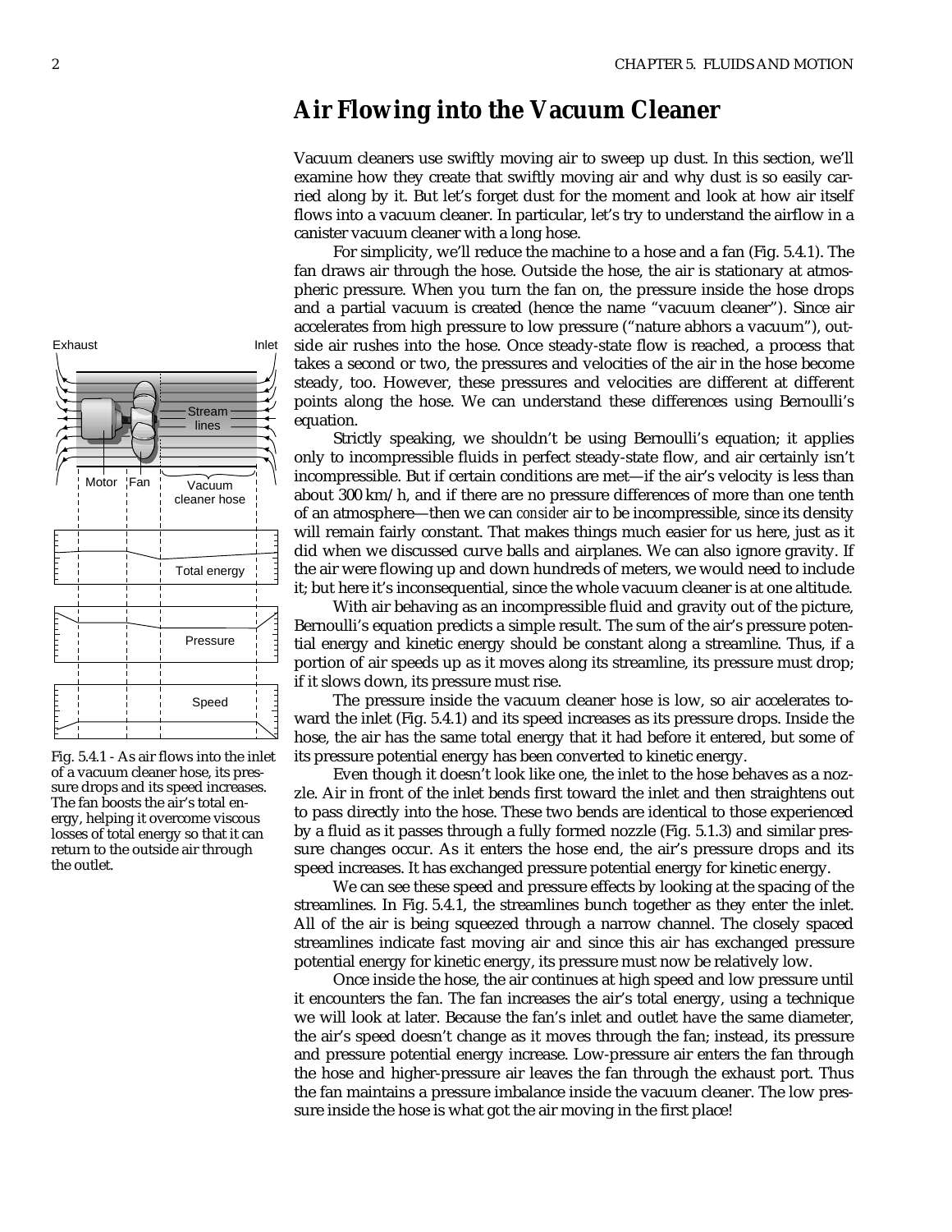## Air Flowing into the Vacuum Cleaner

Vacuum cleaners use swiftly moving air to sweep up dust. In this section, we'll examine how they create that swiftly moving air and why dust is so easily carried along by it. But let's forget dust for the moment and look at how air itself flows into a vacuum cleaner. In particular, let's try to understand the airflow in a canister vacuum cleaner with a long hose.

For simplicity, we'll reduce the machine to a hose and a fan (Fig. 5.4.1). The fan draws air through the hose. Outside the hose, the air is stationary at atmospheric pressure. When you turn the fan on, the pressure inside the hose drops and a partial vacuum is created (hence the name "vacuum cleaner"). Since air accelerates from high pressure to low pressure ("nature abhors a vacuum"), outside air rushes into the hose. Once steady-state flow is reached, a process that takes a second or two, the pressures and velocities of the air in the hose become steady, too. However, these pressures and velocities are different at different points along the hose. We can understand these differences using Bernoulli's equation.

Strictly speaking, we shouldn't be using Bernoulli's equation; it applies only to incompressible fluids in perfect steady-state flow, and air certainly isn't incompressible. But if certain conditions are met—if the air's velocity is less than about 300 km/h, and if there are no pressure differences of more than one tenth of an atmosphere—then we can *consider* air to be incompressible, since its density will remain fairly constant. That makes things much easier for us here, just as it did when we discussed curve balls and airplanes. We can also ignore gravity. If the air were flowing up and down hundreds of meters, we would need to include it; but here it's inconsequential, since the whole vacuum cleaner is at one altitude.

With air behaving as an incompressible fluid and gravity out of the picture, Bernoulli's equation predicts a simple result. The sum of the air's pressure potential energy and kinetic energy should be constant along a streamline. Thus, if a portion of air speeds up as it moves along its streamline, its pressure must drop; if it slows down, its pressure must rise.

The pressure inside the vacuum cleaner hose is low, so air accelerates toward the inlet (Fig. 5.4.1) and its speed increases as its pressure drops. Inside the hose, the air has the same total energy that it had before it entered, but some of its pressure potential energy has been converted to kinetic energy.

Fig. 5.4.1 - As air flows into the inlet of a vacuum cleaner hose, its pressure drops and its speed increases. The fan boosts the air's total energy, helping it overcome viscous losses of total energy so that it can return to the outside air through the outlet.

Even though it doesn't look like one, the inlet to the hose behaves as a nozzle. Air in front of the inlet bends first toward the inlet and then straightens out to pass directly into the hose. These two bends are identical to those experienced by a fluid as it passes through a fully formed nozzle (Fig. 5.1.3) and similar pressure changes occur. As it enters the hose end, the air's pressure drops and its speed increases. It has exchanged pressure potential energy for kinetic energy.

We can see these speed and pressure effects by looking at the spacing of the streamlines. In Fig. 5.4.1, the streamlines bunch together as they enter the inlet. All of the air is being squeezed through a narrow channel. The closely spaced streamlines indicate fast moving air and since this air has exchanged pressure potential energy for kinetic energy, its pressure must now be relatively low.

Once inside the hose, the air continues at high speed and low pressure until it encounters the fan. The fan increases the air's total energy, using a technique we will look at later. Because the fan's inlet and outlet have the same diameter, the air's speed doesn't change as it moves through the fan; instead, its pressure and pressure potential energy increase. Low-pressure air enters the fan through the hose and higher-pressure air leaves the fan through the exhaust port. Thus the fan maintains a pressure imbalance inside the vacuum cleaner. The low pressure inside the hose is what got the air moving in the first place!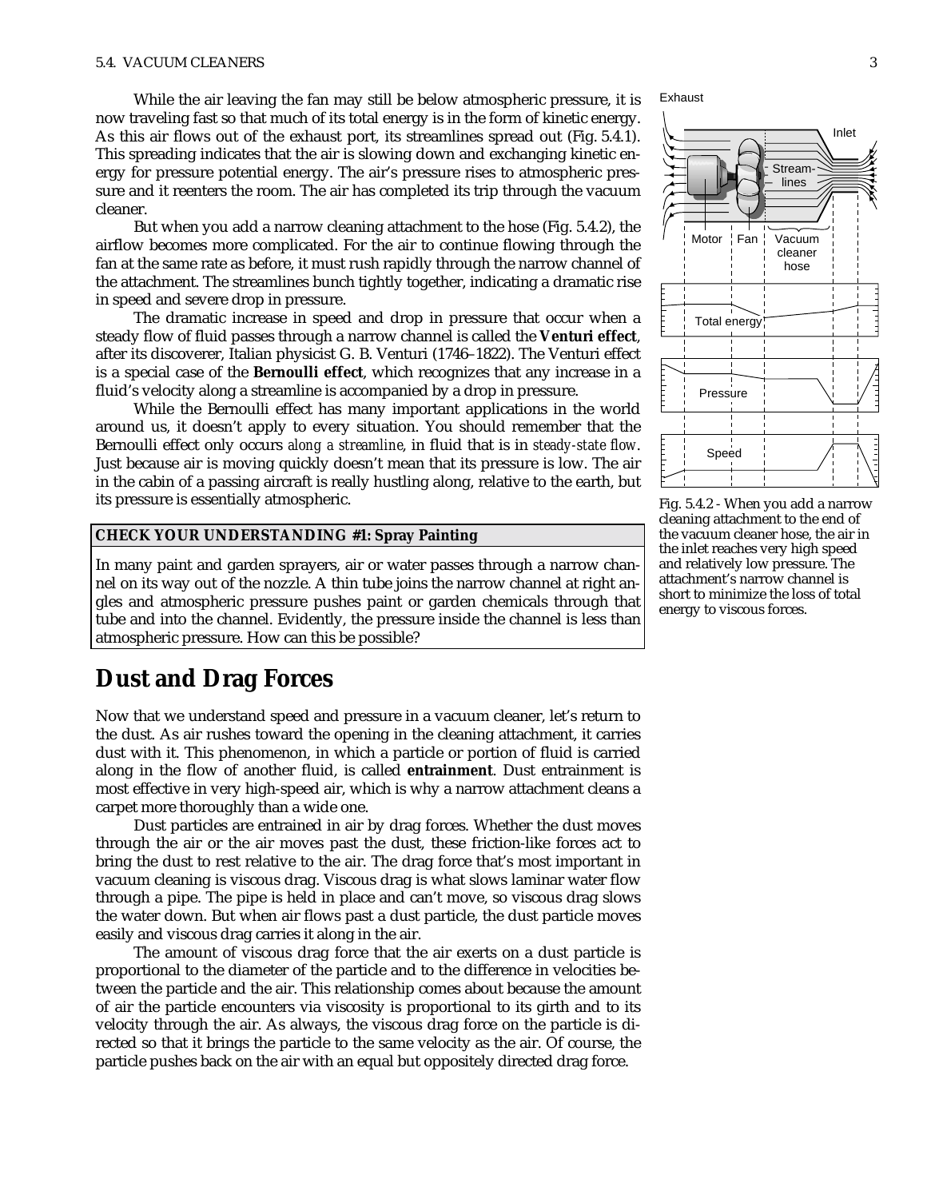While the air leaving the fan may still be below atmospheric pressure, it is now traveling fast so that much of its total energy is in the form of kinetic energy. As this air flows out of the exhaust port, its streamlines spread out (Fig. 5.4.1). This spreading indicates that the air is slowing down and exchanging kinetic energy for pressure potential energy. The air's pressure rises to atmospheric pressure and it reenters the room. The air has completed its trip through the vacuum cleaner.

But when you add a narrow cleaning attachment to the hose (Fig. 5.4.2), the airflow becomes more complicated. For the air to continue flowing through the fan at the same rate as before, it must rush rapidly through the narrow channel of the attachment. The streamlines bunch tightly together, indicating a dramatic rise in speed and severe drop in pressure.

The dramatic increase in speed and drop in pressure that occur when a steady flow of fluid passes through a narrow channel is called the **Venturi effect**, after its discoverer, Italian physicist G. B. Venturi (1746–1822). The Venturi effect is a special case of the **Bernoulli effect**, which recognizes that any increase in a fluid's velocity along a streamline is accompanied by a drop in pressure.

While the Bernoulli effect has many important applications in the world around us, it doesn't apply to every situation. You should remember that the Bernoulli effect only occurs *along a streamline*, in fluid that is in *steady-state flow*. Just because air is moving quickly doesn't mean that its pressure is low. The air in the cabin of a passing aircraft is really hustling along, relative to the earth, but its pressure is essentially atmospheric.

Exhaust

Inlet

Stream-lines

Motor Fan Vacuum cleaner hose

Total energy

Pressure

Speed

Fig. 5.4.2 - When you add a narrow cleaning attachment to the end of the vacuum cleaner hose, the air in the inlet reaches very high speed and relatively low pressure. The attachment's narrow channel is short to minimize the loss of total energy to viscous forces.

**CHECK YOUR UNDERSTANDING #1: Spray Painting**

In many paint and garden sprayers, air or water passes through a narrow channel on its way out of the nozzle. A thin tube joins the narrow channel at right angles and atmospheric pressure pushes paint or garden chemicals through that tube and into the channel. Evidently, the pressure inside the channel is less than atmospheric pressure. How can this be possible?

## Dust and Drag Forces

Now that we understand speed and pressure in a vacuum cleaner, let's return to the dust. As air rushes toward the opening in the cleaning attachment, it carries dust with it. This phenomenon, in which a particle or portion of fluid is carried along in the flow of another fluid, is called **entrainment**. Dust entrainment is most effective in very high-speed air, which is why a narrow attachment cleans a carpet more thoroughly than a wide one.

Dust particles are entrained in air by drag forces. Whether the dust moves through the air or the air moves past the dust, these friction-like forces act to bring the dust to rest relative to the air. The drag force that's most important in vacuum cleaning is viscous drag. Viscous drag is what slows laminar water flow through a pipe. The pipe is held in place and can't move, so viscous drag slows the water down. But when air flows past a dust particle, the dust particle moves easily and viscous drag carries it along in the air.

The amount of viscous drag force that the air exerts on a dust particle is proportional to the diameter of the particle and to the difference in velocities between the particle and the air. This relationship comes about because the amount of air the particle encounters via viscosity is proportional to its girth and to its velocity through the air. As always, the viscous drag force on the particle is directed so that it brings the particle to the same velocity as the air. Of course, the particle pushes back on the air with an equal but oppositely directed drag force.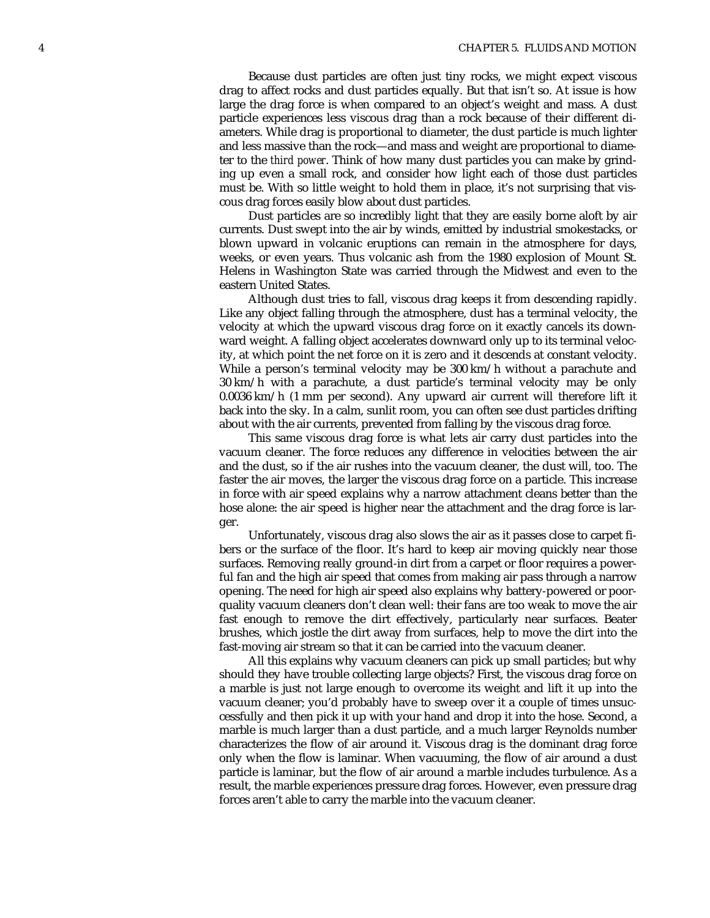Because dust particles are often just tiny rocks, we might expect viscous drag to affect rocks and dust particles equally. But that isn't so. At issue is how large the drag force is when compared to an object's weight and mass. A dust particle experiences less viscous drag than a rock because of their different diameters. While drag is proportional to diameter, the dust particle is much lighter and less massive than the rock—and mass and weight are proportional to diameter to the *third power*. Think of how many dust particles you can make by grinding up even a small rock, and consider how light each of those dust particles must be. With so little weight to hold them in place, it's not surprising that viscous drag forces easily blow about dust particles.

Dust particles are so incredibly light that they are easily borne aloft by air currents. Dust swept into the air by winds, emitted by industrial smokestacks, or blown upward in volcanic eruptions can remain in the atmosphere for days, weeks, or even years. Thus volcanic ash from the 1980 explosion of Mount St. Helens in Washington State was carried through the Midwest and even to the eastern United States.

Although dust tries to fall, viscous drag keeps it from descending rapidly. Like any object falling through the atmosphere, dust has a terminal velocity, the velocity at which the upward viscous drag force on it exactly cancels its downward weight. A falling object accelerates downward only up to its terminal velocity, at which point the net force on it is zero and it descends at constant velocity. While a person's terminal velocity may be 300 km/h without a parachute and 30 km/h with a parachute, a dust particle's terminal velocity may be only 0.0036 km/h (1 mm per second). Any upward air current will therefore lift it back into the sky. In a calm, sunlit room, you can often see dust particles drifting about with the air currents, prevented from falling by the viscous drag force.

This same viscous drag force is what lets air carry dust particles into the vacuum cleaner. The force reduces any difference in velocities between the air and the dust, so if the air rushes into the vacuum cleaner, the dust will, too. The faster the air moves, the larger the viscous drag force on a particle. This increase in force with air speed explains why a narrow attachment cleans better than the hose alone: the air speed is higher near the attachment and the drag force is larger.

Unfortunately, viscous drag also slows the air as it passes close to carpet fibers or the surface of the floor. It's hard to keep air moving quickly near those surfaces. Removing really ground-in dirt from a carpet or floor requires a powerful fan and the high air speed that comes from making air pass through a narrow opening. The need for high air speed also explains why battery-powered or poor-quality vacuum cleaners don't clean well: their fans are too weak to move the air fast enough to remove the dirt effectively, particularly near surfaces. Beater brushes, which jostle the dirt away from surfaces, help to move the dirt into the fast-moving air stream so that it can be carried into the vacuum cleaner.

All this explains why vacuum cleaners can pick up small particles; but why should they have trouble collecting large objects? First, the viscous drag force on a marble is just not large enough to overcome its weight and lift it up into the vacuum cleaner; you'd probably have to sweep over it a couple of times unsuccessfully and then pick it up with your hand and drop it into the hose. Second, a marble is much larger than a dust particle, and a much larger Reynolds number characterizes the flow of air around it. Viscous drag is the dominant drag force only when the flow is laminar. When vacuuming, the flow of air around a dust particle is laminar, but the flow of air around a marble includes turbulence. As a result, the marble experiences pressure drag forces. However, even pressure drag forces aren't able to carry the marble into the vacuum cleaner.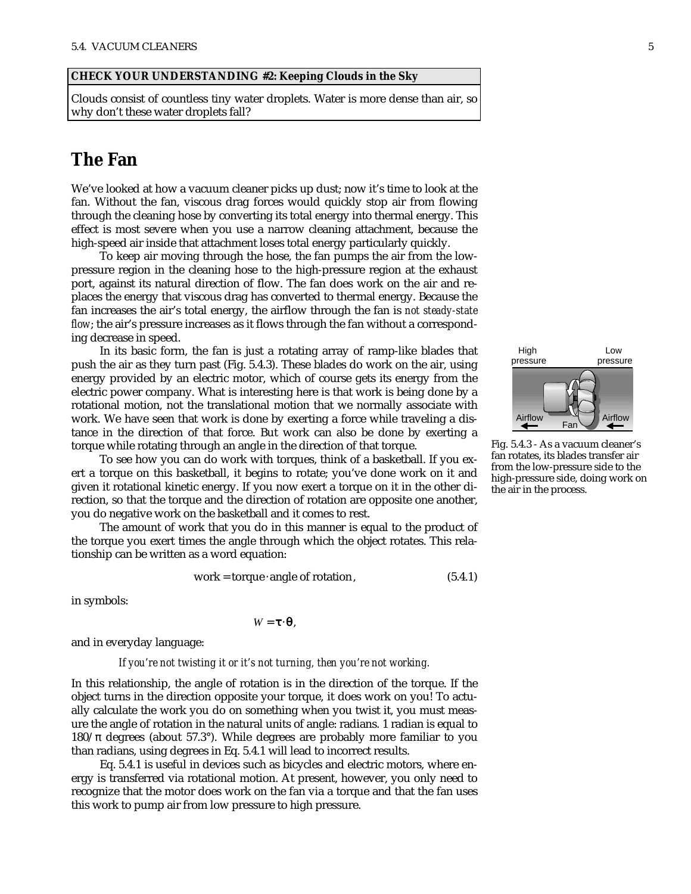**CHECK YOUR UNDERSTANDING #2: Keeping Clouds in the Sky**

Clouds consist of countless tiny water droplets. Water is more dense than air, so why don't these water droplets fall?

## The Fan

We've looked at how a vacuum cleaner picks up dust; now it's time to look at the fan. Without the fan, viscous drag forces would quickly stop air from flowing through the cleaning hose by converting its total energy into thermal energy. This effect is most severe when you use a narrow cleaning attachment, because the high-speed air inside that attachment loses total energy particularly quickly.

To keep air moving through the hose, the fan pumps the air from the low-pressure region in the cleaning hose to the high-pressure region at the exhaust port, against its natural direction of flow. The fan does work on the air and replaces the energy that viscous drag has converted to thermal energy. Because the fan increases the air's total energy, the airflow through the fan is *not steady-state flow*; the air's pressure increases as it flows through the fan without a corresponding decrease in speed.

In its basic form, the fan is just a rotating array of ramp-like blades that push the air as they turn past (Fig. 5.4.3). These blades do work on the air, using energy provided by an electric motor, which of course gets its energy from the electric power company. What is interesting here is that work is being done by a rotational motion, not the translational motion that we normally associate with work. We have seen that work is done by exerting a force while traveling a distance in the direction of that force. But work can also be done by exerting a torque while rotating through an angle in the direction of that torque.

Fig. 5.4.3 - As a vacuum cleaner's fan rotates, its blades transfer air from the low-pressure side to the high-pressure side, doing work on the air in the process.

To see how you can do work with torques, think of a basketball. If you exert a torque on this basketball, it begins to rotate; you've done work on it and given it rotational kinetic energy. If you now exert a torque on it in the other direction, so that the torque and the direction of rotation are opposite one another, you do negative work on the basketball and it comes to rest.

The amount of work that you do in this manner is equal to the product of the torque you exert times the angle through which the object rotates. This relationship can be written as a word equation:

$$\text{work} = \text{torque} \cdot \text{angle of rotation}, \qquad (5.4.1)$$

in symbols:

$$W = \boldsymbol{\tau} \cdot \boldsymbol{\theta},$$

and in everyday language:

*If you're not twisting it or it's not turning, then you're not working.*

In this relationship, the angle of rotation is in the direction of the torque. If the object turns in the direction opposite your torque, it does work on you! To actually calculate the work you do on something when you twist it, you must measure the angle of rotation in the natural units of angle: radians. 1 radian is equal to $180/\pi$ degrees (about 57.3°). While degrees are probably more familiar to you than radians, using degrees in Eq. 5.4.1 will lead to incorrect results.

Eq. 5.4.1 is useful in devices such as bicycles and electric motors, where energy is transferred via rotational motion. At present, however, you only need to recognize that the motor does work on the fan via a torque and that the fan uses this work to pump air from low pressure to high pressure.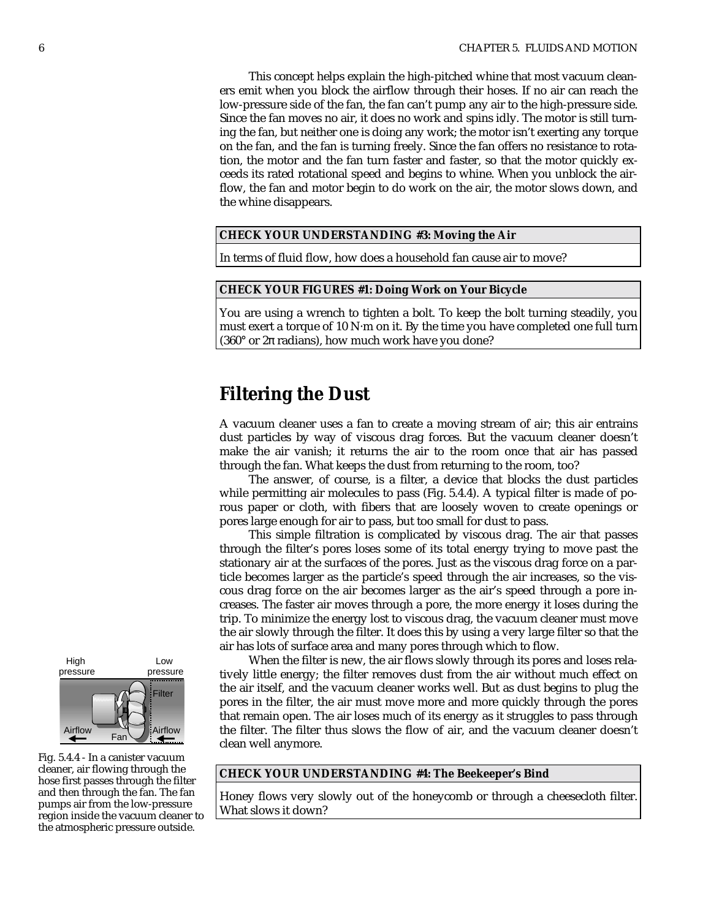This concept helps explain the high-pitched whine that most vacuum cleaners emit when you block the airflow through their hoses. If no air can reach the low-pressure side of the fan, the fan can't pump any air to the high-pressure side. Since the fan moves no air, it does no work and spins idly. The motor is still turning the fan, but neither one is doing any work; the motor isn't exerting any torque on the fan, and the fan is turning freely. Since the fan offers no resistance to rotation, the motor and the fan turn faster and faster, so that the motor quickly exceeds its rated rotational speed and begins to whine. When you unblock the airflow, the fan and motor begin to do work on the air, the motor slows down, and the whine disappears.

**CHECK YOUR UNDERSTANDING #3: Moving the Air**

In terms of fluid flow, how does a household fan cause air to move?

**CHECK YOUR FIGURES #1: Doing Work on Your Bicycle**

You are using a wrench to tighten a bolt. To keep the bolt turning steadily, you must exert a torque of 10 N·m on it. By the time you have completed one full turn (360° or 2π radians), how much work have you done?

## Filtering the Dust

A vacuum cleaner uses a fan to create a moving stream of air; this air entrains dust particles by way of viscous drag forces. But the vacuum cleaner doesn't make the air vanish; it returns the air to the room once that air has passed through the fan. What keeps the dust from returning to the room, too?

The answer, of course, is a filter, a device that blocks the dust particles while permitting air molecules to pass (Fig. 5.4.4). A typical filter is made of porous paper or cloth, with fibers that are loosely woven to create openings or pores large enough for air to pass, but too small for dust to pass.

This simple filtration is complicated by viscous drag. The air that passes through the filter's pores loses some of its total energy trying to move past the stationary air at the surfaces of the pores. Just as the viscous drag force on a particle becomes larger as the particle's speed through the air increases, so the viscous drag force on the air becomes larger as the air's speed through a pore increases. The faster air moves through a pore, the more energy it loses during the trip. To minimize the energy lost to viscous drag, the vacuum cleaner must move the air slowly through the filter. It does this by using a very large filter so that the air has lots of surface area and many pores through which to flow.

When the filter is new, the air flows slowly through its pores and loses relatively little energy; the filter removes dust from the air without much effect on the air itself, and the vacuum cleaner works well. But as dust begins to plug the pores in the filter, the air must move more and more quickly through the pores that remain open. The air loses much of its energy as it struggles to pass through the filter. The filter thus slows the flow of air, and the vacuum cleaner doesn't clean well anymore.

Fig. 5.4.4 - In a canister vacuum cleaner, air flowing through the hose first passes through the filter and then through the fan. The fan pumps air from the low-pressure region inside the vacuum cleaner to the atmospheric pressure outside.

**CHECK YOUR UNDERSTANDING #4: The Beekeeper's Bind**

Honey flows very slowly out of the honeycomb or through a cheesecloth filter. What slows it down?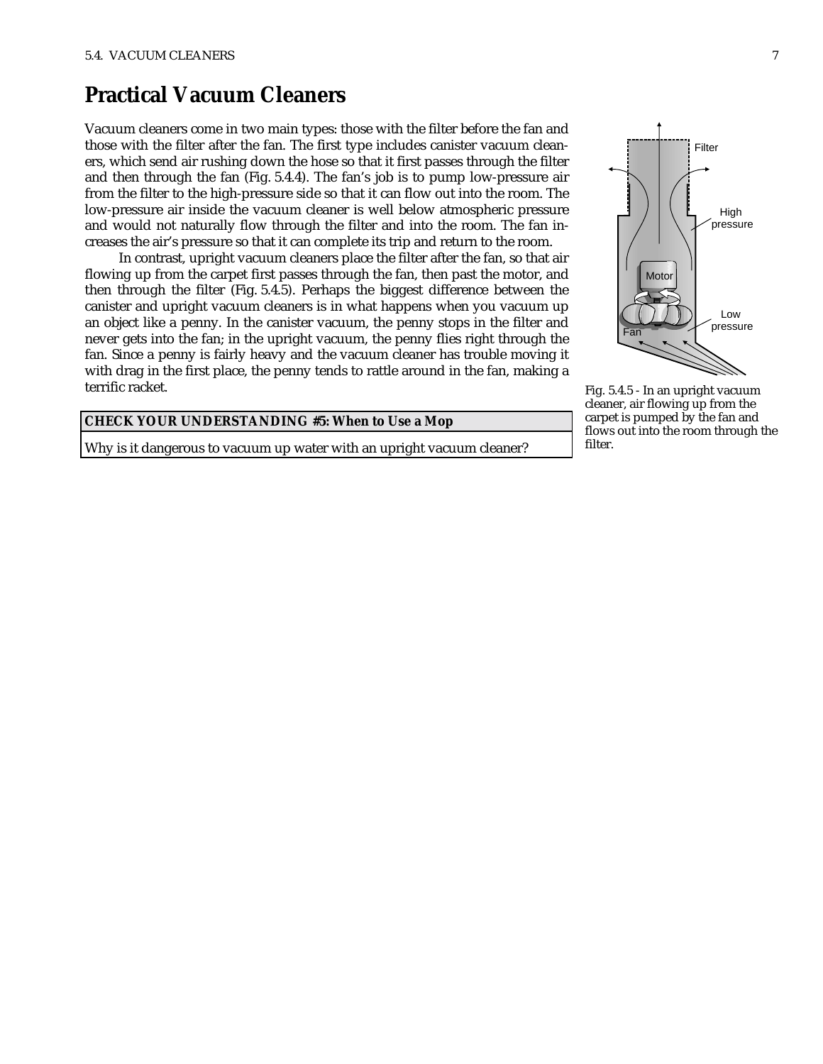## Practical Vacuum Cleaners

Vacuum cleaners come in two main types: those with the filter before the fan and those with the filter after the fan. The first type includes canister vacuum cleaners, which send air rushing down the hose so that it first passes through the filter and then through the fan (Fig. 5.4.4). The fan's job is to pump low-pressure air from the filter to the high-pressure side so that it can flow out into the room. The low-pressure air inside the vacuum cleaner is well below atmospheric pressure and would not naturally flow through the filter and into the room. The fan increases the air's pressure so that it can complete its trip and return to the room.

In contrast, upright vacuum cleaners place the filter after the fan, so that air flowing up from the carpet first passes through the fan, then past the motor, and then through the filter (Fig. 5.4.5). Perhaps the biggest difference between the canister and upright vacuum cleaners is in what happens when you vacuum up an object like a penny. In the canister vacuum, the penny stops in the filter and never gets into the fan; in the upright vacuum, the penny flies right through the fan. Since a penny is fairly heavy and the vacuum cleaner has trouble moving it with drag in the first place, the penny tends to rattle around in the fan, making a terrific racket.

Filter
High pressure
Motor
Low pressure
Fan

Fig. 5.4.5 - In an upright vacuum cleaner, air flowing up from the carpet is pumped by the fan and flows out into the room through the filter.

**CHECK YOUR UNDERSTANDING #5: When to Use a Mop**

Why is it dangerous to vacuum up water with an upright vacuum cleaner?